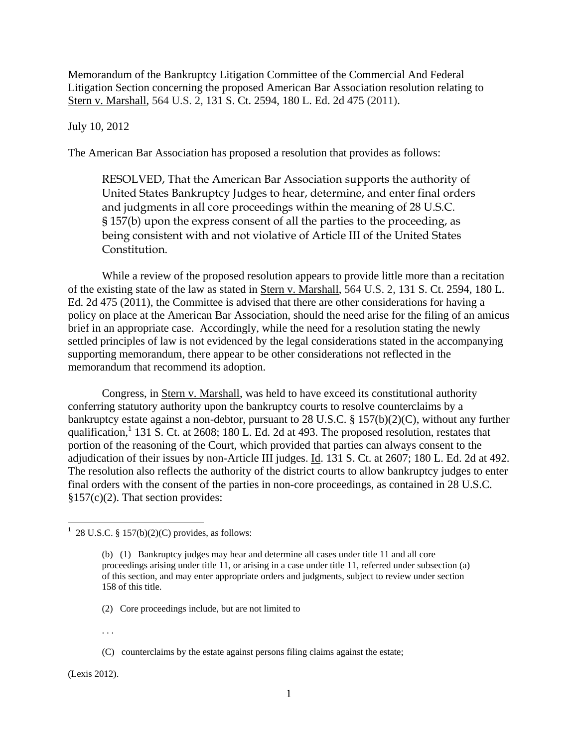Memorandum of the Bankruptcy Litigation Committee of the Commercial And Federal Litigation Section concerning the proposed American Bar Association resolution relating to Stern v. Marshall, 564 U.S. 2, 131 S. Ct. 2594, 180 L. Ed. 2d 475 (2011).

July 10, 2012

The American Bar Association has proposed a resolution that provides as follows:

> RESOLVED, That the American Bar Association supports the authority of United States Bankruptcy Judges to hear, determine, and enter final orders and judgments in all core proceedings within the meaning of 28 U.S.C. § 157(b) upon the express consent of all the parties to the proceeding, as being consistent with and not violative of Article III of the United States Constitution.

While a review of the proposed resolution appears to provide little more than a recitation of the existing state of the law as stated in Stern v. Marshall, 564 U.S. 2, 131 S. Ct. 2594, 180 L. Ed. 2d 475 (2011), the Committee is advised that there are other considerations for having a policy on place at the American Bar Association, should the need arise for the filing of an amicus brief in an appropriate case. Accordingly, while the need for a resolution stating the newly settled principles of law is not evidenced by the legal considerations stated in the accompanying supporting memorandum, there appear to be other considerations not reflected in the memorandum that recommend its adoption.

Congress, in Stern v. Marshall, was held to have exceed its constitutional authority conferring statutory authority upon the bankruptcy courts to resolve counterclaims by a bankruptcy estate against a non-debtor, pursuant to 28 U.S.C. § 157(b)(2)(C), without any further qualification,[1] 131 S. Ct. at 2608; 180 L. Ed. 2d at 493. The proposed resolution, restates that portion of the reasoning of the Court, which provided that parties can always consent to the adjudication of their issues by non-Article III judges. Id. 131 S. Ct. at 2607; 180 L. Ed. 2d at 492. The resolution also reflects the authority of the district courts to allow bankruptcy judges to enter final orders with the consent of the parties in non-core proceedings, as contained in 28 U.S.C. §157(c)(2). That section provides:

---

[1] 28 U.S.C. § 157(b)(2)(C) provides, as follows:

> (b) (1) Bankruptcy judges may hear and determine all cases under title 11 and all core proceedings arising under title 11, or arising in a case under title 11, referred under subsection (a) of this section, and may enter appropriate orders and judgments, subject to review under section 158 of this title.
>
> (2) Core proceedings include, but are not limited to
>
> . . .
>
> (C) counterclaims by the estate against persons filing claims against the estate;

(Lexis 2012).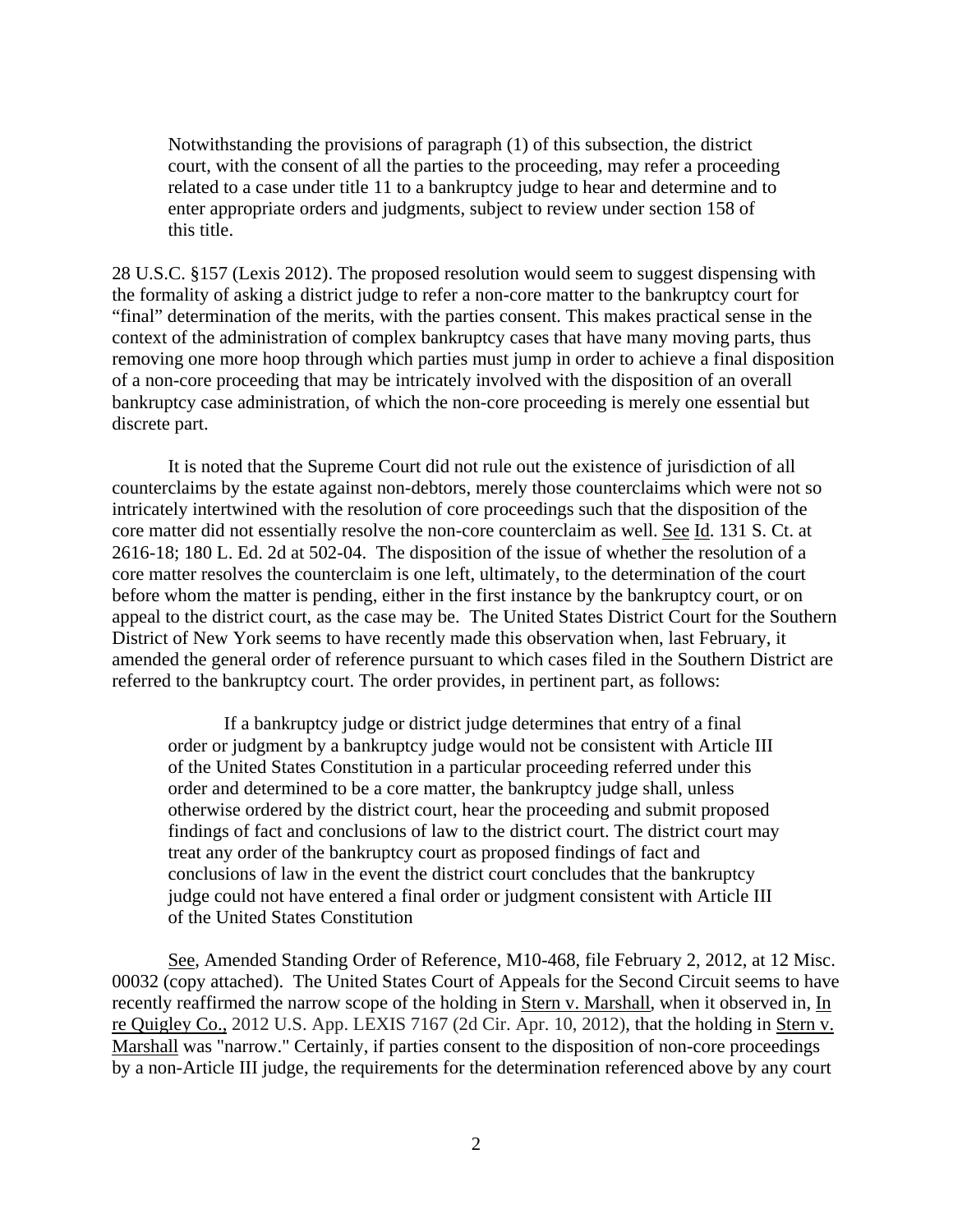> Notwithstanding the provisions of paragraph (1) of this subsection, the district court, with the consent of all the parties to the proceeding, may refer a proceeding related to a case under title 11 to a bankruptcy judge to hear and determine and to enter appropriate orders and judgments, subject to review under section 158 of this title.

28 U.S.C. §157 (Lexis 2012). The proposed resolution would seem to suggest dispensing with the formality of asking a district judge to refer a non-core matter to the bankruptcy court for "final" determination of the merits, with the parties consent. This makes practical sense in the context of the administration of complex bankruptcy cases that have many moving parts, thus removing one more hoop through which parties must jump in order to achieve a final disposition of a non-core proceeding that may be intricately involved with the disposition of an overall bankruptcy case administration, of which the non-core proceeding is merely one essential but discrete part.

It is noted that the Supreme Court did not rule out the existence of jurisdiction of all counterclaims by the estate against non-debtors, merely those counterclaims which were not so intricately intertwined with the resolution of core proceedings such that the disposition of the core matter did not essentially resolve the non-core counterclaim as well. See Id. 131 S. Ct. at 2616-18; 180 L. Ed. 2d at 502-04. The disposition of the issue of whether the resolution of a core matter resolves the counterclaim is one left, ultimately, to the determination of the court before whom the matter is pending, either in the first instance by the bankruptcy court, or on appeal to the district court, as the case may be. The United States District Court for the Southern District of New York seems to have recently made this observation when, last February, it amended the general order of reference pursuant to which cases filed in the Southern District are referred to the bankruptcy court. The order provides, in pertinent part, as follows:

> If a bankruptcy judge or district judge determines that entry of a final order or judgment by a bankruptcy judge would not be consistent with Article III of the United States Constitution in a particular proceeding referred under this order and determined to be a core matter, the bankruptcy judge shall, unless otherwise ordered by the district court, hear the proceeding and submit proposed findings of fact and conclusions of law to the district court. The district court may treat any order of the bankruptcy court as proposed findings of fact and conclusions of law in the event the district court concludes that the bankruptcy judge could not have entered a final order or judgment consistent with Article III of the United States Constitution

See, Amended Standing Order of Reference, M10-468, file February 2, 2012, at 12 Misc. 00032 (copy attached). The United States Court of Appeals for the Second Circuit seems to have recently reaffirmed the narrow scope of the holding in Stern v. Marshall, when it observed in, In re Quigley Co., 2012 U.S. App. LEXIS 7167 (2d Cir. Apr. 10, 2012), that the holding in Stern v. Marshall was "narrow." Certainly, if parties consent to the disposition of non-core proceedings by a non-Article III judge, the requirements for the determination referenced above by any court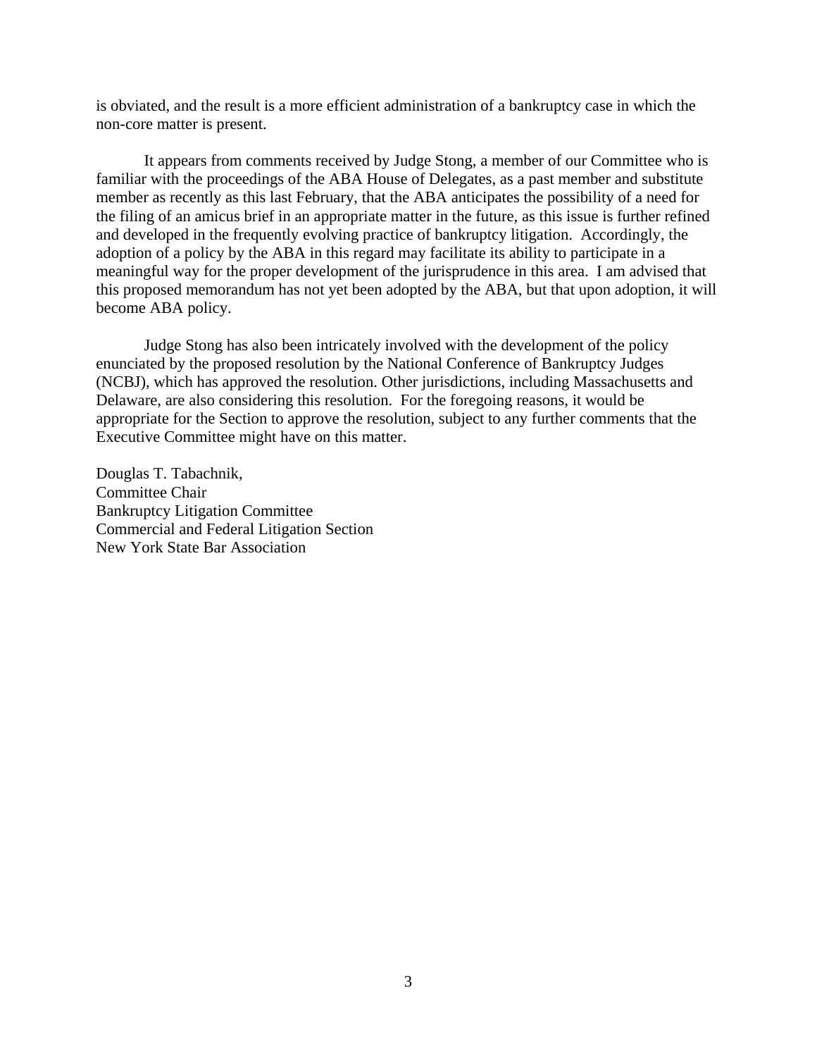is obviated, and the result is a more efficient administration of a bankruptcy case in which the non-core matter is present.

It appears from comments received by Judge Stong, a member of our Committee who is familiar with the proceedings of the ABA House of Delegates, as a past member and substitute member as recently as this last February, that the ABA anticipates the possibility of a need for the filing of an amicus brief in an appropriate matter in the future, as this issue is further refined and developed in the frequently evolving practice of bankruptcy litigation. Accordingly, the adoption of a policy by the ABA in this regard may facilitate its ability to participate in a meaningful way for the proper development of the jurisprudence in this area. I am advised that this proposed memorandum has not yet been adopted by the ABA, but that upon adoption, it will become ABA policy.

Judge Stong has also been intricately involved with the development of the policy enunciated by the proposed resolution by the National Conference of Bankruptcy Judges (NCBJ), which has approved the resolution. Other jurisdictions, including Massachusetts and Delaware, are also considering this resolution. For the foregoing reasons, it would be appropriate for the Section to approve the resolution, subject to any further comments that the Executive Committee might have on this matter.

Douglas T. Tabachnik,
Committee Chair
Bankruptcy Litigation Committee
Commercial and Federal Litigation Section
New York State Bar Association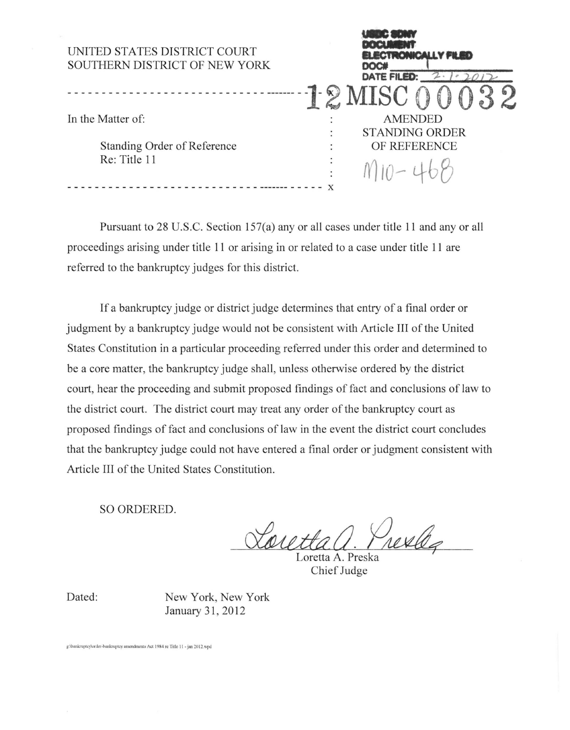UNITED STATES DISTRICT COURT
SOUTHERN DISTRICT OF NEW YORK

USDC SDNY
DOCUMENT
ELECTRONICALLY FILED
DOC#
DATE FILED: 2-1-2012

12 MISC 00032

---

In the Matter of:

Standing Order of Reference
Re: Title 11

AMENDED
STANDING ORDER
OF REFERENCE

M10-468

---

Pursuant to 28 U.S.C. Section 157(a) any or all cases under title 11 and any or all proceedings arising under title 11 or arising in or related to a case under title 11 are referred to the bankruptcy judges for this district.

If a bankruptcy judge or district judge determines that entry of a final order or judgment by a bankruptcy judge would not be consistent with Article III of the United States Constitution in a particular proceeding referred under this order and determined to be a core matter, the bankruptcy judge shall, unless otherwise ordered by the district court, hear the proceeding and submit proposed findings of fact and conclusions of law to the district court. The district court may treat any order of the bankruptcy court as proposed findings of fact and conclusions of law in the event the district court concludes that the bankruptcy judge could not have entered a final order or judgment consistent with Article III of the United States Constitution.

SO ORDERED.

Loretta A. Preska
Chief Judge

Dated: New York, New York
January 31, 2012

g:\bankruptcy\order-bankruptcy amendments Act 1984 re Title 11 - jan 2012.wpd